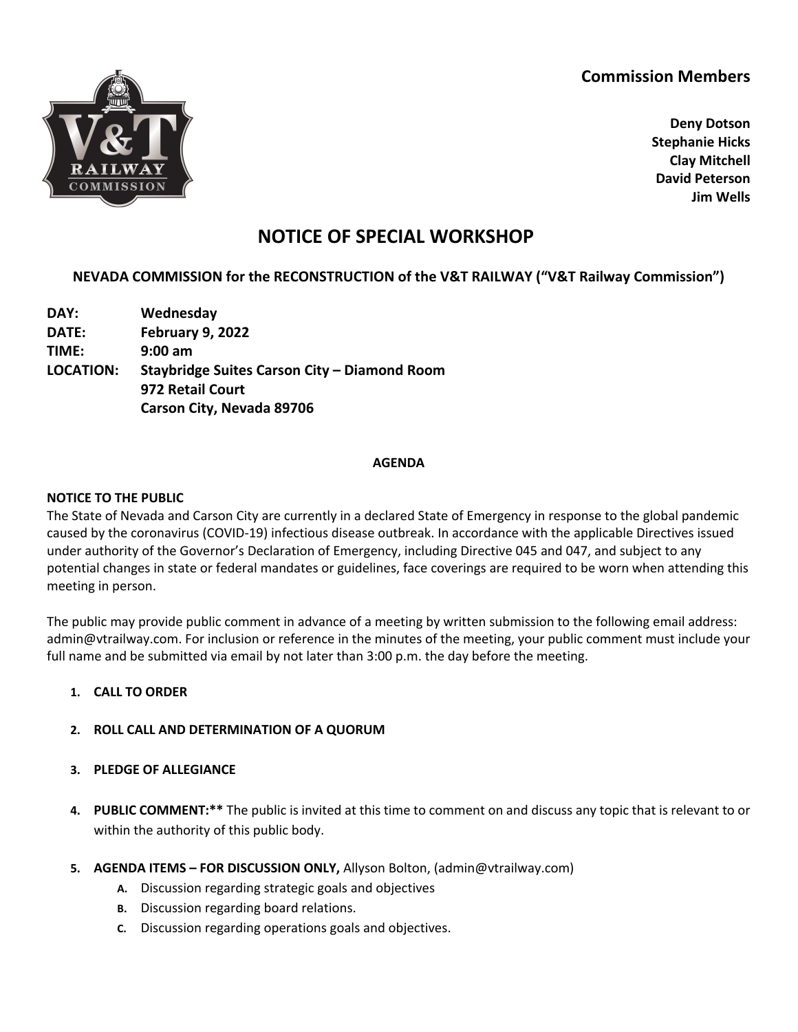## Commission Members

**Deny Dotson**
**Stephanie Hicks**
**Clay Mitchell**
**David Peterson**
**Jim Wells**

# NOTICE OF SPECIAL WORKSHOP

### NEVADA COMMISSION for the RECONSTRUCTION of the V&T RAILWAY ("V&T Railway Commission")

**DAY:** **Wednesday**
**DATE:** **February 9, 2022**
**TIME:** **9:00 am**
**LOCATION:** **Staybridge Suites Carson City – Diamond Room**
**972 Retail Court**
**Carson City, Nevada 89706**

**AGENDA**

**NOTICE TO THE PUBLIC**

The State of Nevada and Carson City are currently in a declared State of Emergency in response to the global pandemic caused by the coronavirus (COVID-19) infectious disease outbreak. In accordance with the applicable Directives issued under authority of the Governor's Declaration of Emergency, including Directive 045 and 047, and subject to any potential changes in state or federal mandates or guidelines, face coverings are required to be worn when attending this meeting in person.

The public may provide public comment in advance of a meeting by written submission to the following email address: admin@vtrailway.com. For inclusion or reference in the minutes of the meeting, your public comment must include your full name and be submitted via email by not later than 3:00 p.m. the day before the meeting.

1. **CALL TO ORDER**

2. **ROLL CALL AND DETERMINATION OF A QUORUM**

3. **PLEDGE OF ALLEGIANCE**

4. **PUBLIC COMMENT:**** The public is invited at this time to comment on and discuss any topic that is relevant to or within the authority of this public body.

5. **AGENDA ITEMS – FOR DISCUSSION ONLY,** Allyson Bolton, (admin@vtrailway.com)
   - **A.** Discussion regarding strategic goals and objectives
   - **B.** Discussion regarding board relations.
   - **C.** Discussion regarding operations goals and objectives.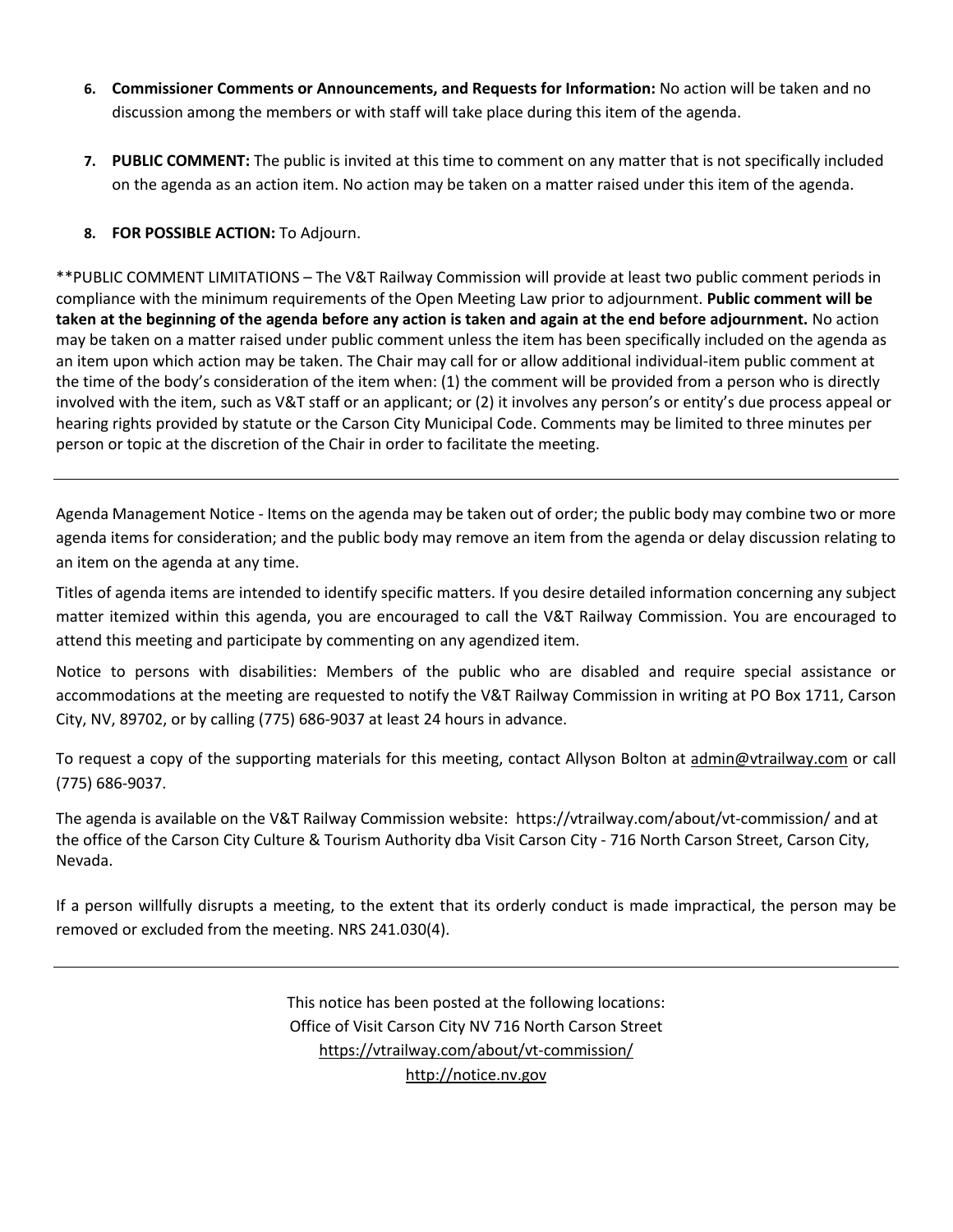6. **Commissioner Comments or Announcements, and Requests for Information:** No action will be taken and no discussion among the members or with staff will take place during this item of the agenda.

7. **PUBLIC COMMENT:** The public is invited at this time to comment on any matter that is not specifically included on the agenda as an action item. No action may be taken on a matter raised under this item of the agenda.

8. **FOR POSSIBLE ACTION:** To Adjourn.

**PUBLIC COMMENT LIMITATIONS – The V&T Railway Commission will provide at least two public comment periods in compliance with the minimum requirements of the Open Meeting Law prior to adjournment. **Public comment will be taken at the beginning of the agenda before any action is taken and again at the end before adjournment.** No action may be taken on a matter raised under public comment unless the item has been specifically included on the agenda as an item upon which action may be taken. The Chair may call for or allow additional individual-item public comment at the time of the body's consideration of the item when: (1) the comment will be provided from a person who is directly involved with the item, such as V&T staff or an applicant; or (2) it involves any person's or entity's due process appeal or hearing rights provided by statute or the Carson City Municipal Code. Comments may be limited to three minutes per person or topic at the discretion of the Chair in order to facilitate the meeting.

---

Agenda Management Notice - Items on the agenda may be taken out of order; the public body may combine two or more agenda items for consideration; and the public body may remove an item from the agenda or delay discussion relating to an item on the agenda at any time.

Titles of agenda items are intended to identify specific matters. If you desire detailed information concerning any subject matter itemized within this agenda, you are encouraged to call the V&T Railway Commission. You are encouraged to attend this meeting and participate by commenting on any agendized item.

Notice to persons with disabilities: Members of the public who are disabled and require special assistance or accommodations at the meeting are requested to notify the V&T Railway Commission in writing at PO Box 1711, Carson City, NV, 89702, or by calling (775) 686-9037 at least 24 hours in advance.

To request a copy of the supporting materials for this meeting, contact Allyson Bolton at admin@vtrailway.com or call (775) 686-9037.

The agenda is available on the V&T Railway Commission website: https://vtrailway.com/about/vt-commission/ and at the office of the Carson City Culture & Tourism Authority dba Visit Carson City - 716 North Carson Street, Carson City, Nevada.

If a person willfully disrupts a meeting, to the extent that its orderly conduct is made impractical, the person may be removed or excluded from the meeting. NRS 241.030(4).

---

This notice has been posted at the following locations:
Office of Visit Carson City NV 716 North Carson Street
https://vtrailway.com/about/vt-commission/
http://notice.nv.gov